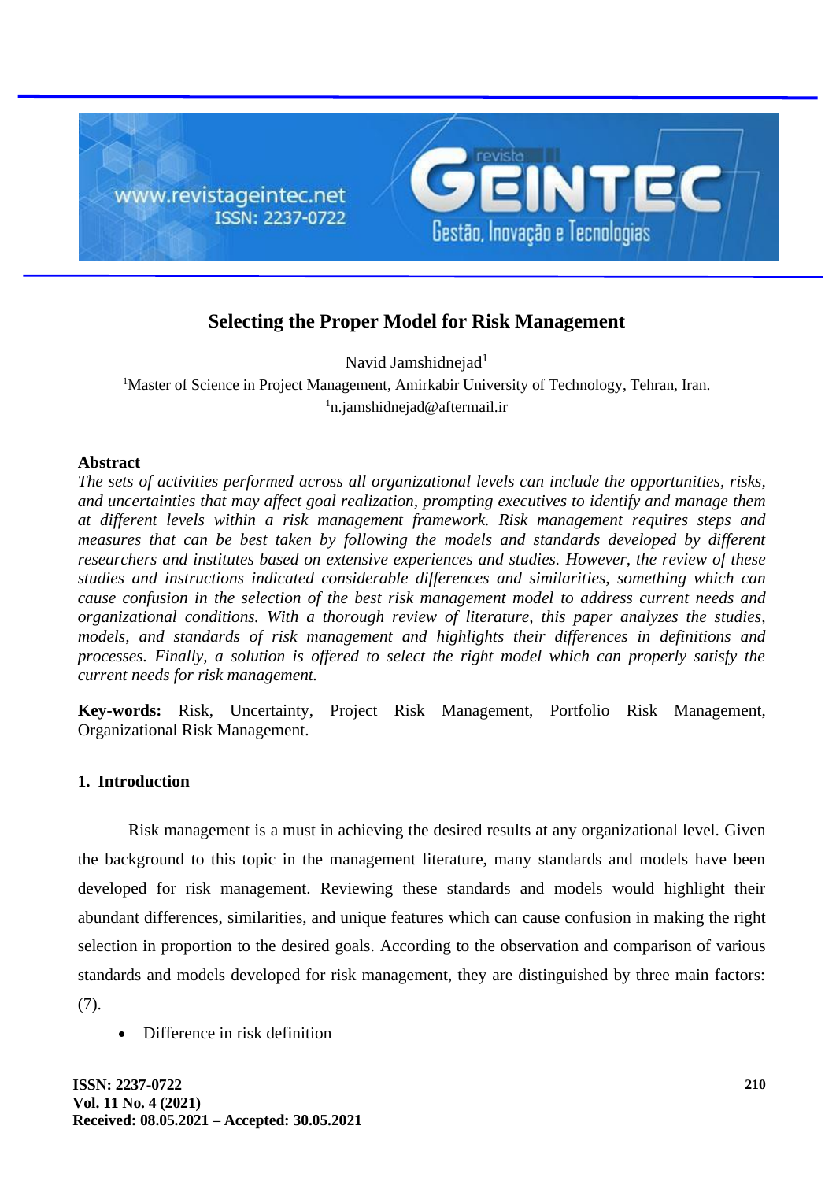# Selecting the Proper Model for Risk Management

Navid Jamshidnejad[1]

[1]Master of Science in Project Management, Amirkabir University of Technology, Tehran, Iran.

[1]n.jamshidnejad@aftermail.ir

## Abstract

*The sets of activities performed across all organizational levels can include the opportunities, risks, and uncertainties that may affect goal realization, prompting executives to identify and manage them at different levels within a risk management framework. Risk management requires steps and measures that can be best taken by following the models and standards developed by different researchers and institutes based on extensive experiences and studies. However, the review of these studies and instructions indicated considerable differences and similarities, something which can cause confusion in the selection of the best risk management model to address current needs and organizational conditions. With a thorough review of literature, this paper analyzes the studies, models, and standards of risk management and highlights their differences in definitions and processes. Finally, a solution is offered to select the right model which can properly satisfy the current needs for risk management.*

**Key-words:** Risk, Uncertainty, Project Risk Management, Portfolio Risk Management, Organizational Risk Management.

## 1. Introduction

Risk management is a must in achieving the desired results at any organizational level. Given the background to this topic in the management literature, many standards and models have been developed for risk management. Reviewing these standards and models would highlight their abundant differences, similarities, and unique features which can cause confusion in making the right selection in proportion to the desired goals. According to the observation and comparison of various standards and models developed for risk management, they are distinguished by three main factors: (7).

- Difference in risk definition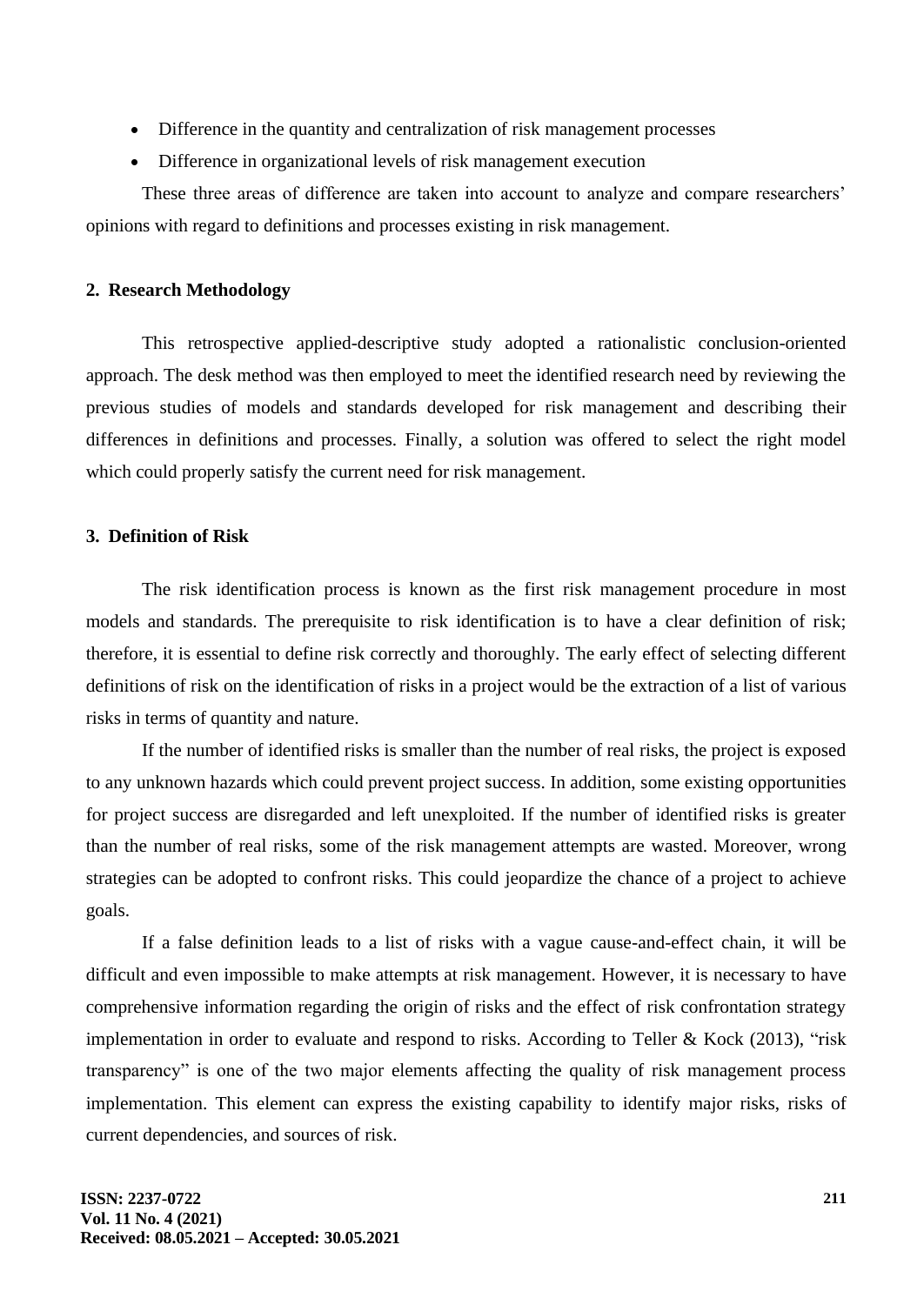- Difference in the quantity and centralization of risk management processes
- Difference in organizational levels of risk management execution

These three areas of difference are taken into account to analyze and compare researchers' opinions with regard to definitions and processes existing in risk management.

## 2. Research Methodology

This retrospective applied-descriptive study adopted a rationalistic conclusion-oriented approach. The desk method was then employed to meet the identified research need by reviewing the previous studies of models and standards developed for risk management and describing their differences in definitions and processes. Finally, a solution was offered to select the right model which could properly satisfy the current need for risk management.

## 3. Definition of Risk

The risk identification process is known as the first risk management procedure in most models and standards. The prerequisite to risk identification is to have a clear definition of risk; therefore, it is essential to define risk correctly and thoroughly. The early effect of selecting different definitions of risk on the identification of risks in a project would be the extraction of a list of various risks in terms of quantity and nature.

If the number of identified risks is smaller than the number of real risks, the project is exposed to any unknown hazards which could prevent project success. In addition, some existing opportunities for project success are disregarded and left unexploited. If the number of identified risks is greater than the number of real risks, some of the risk management attempts are wasted. Moreover, wrong strategies can be adopted to confront risks. This could jeopardize the chance of a project to achieve goals.

If a false definition leads to a list of risks with a vague cause-and-effect chain, it will be difficult and even impossible to make attempts at risk management. However, it is necessary to have comprehensive information regarding the origin of risks and the effect of risk confrontation strategy implementation in order to evaluate and respond to risks. According to Teller & Kock (2013), "risk transparency" is one of the two major elements affecting the quality of risk management process implementation. This element can express the existing capability to identify major risks, risks of current dependencies, and sources of risk.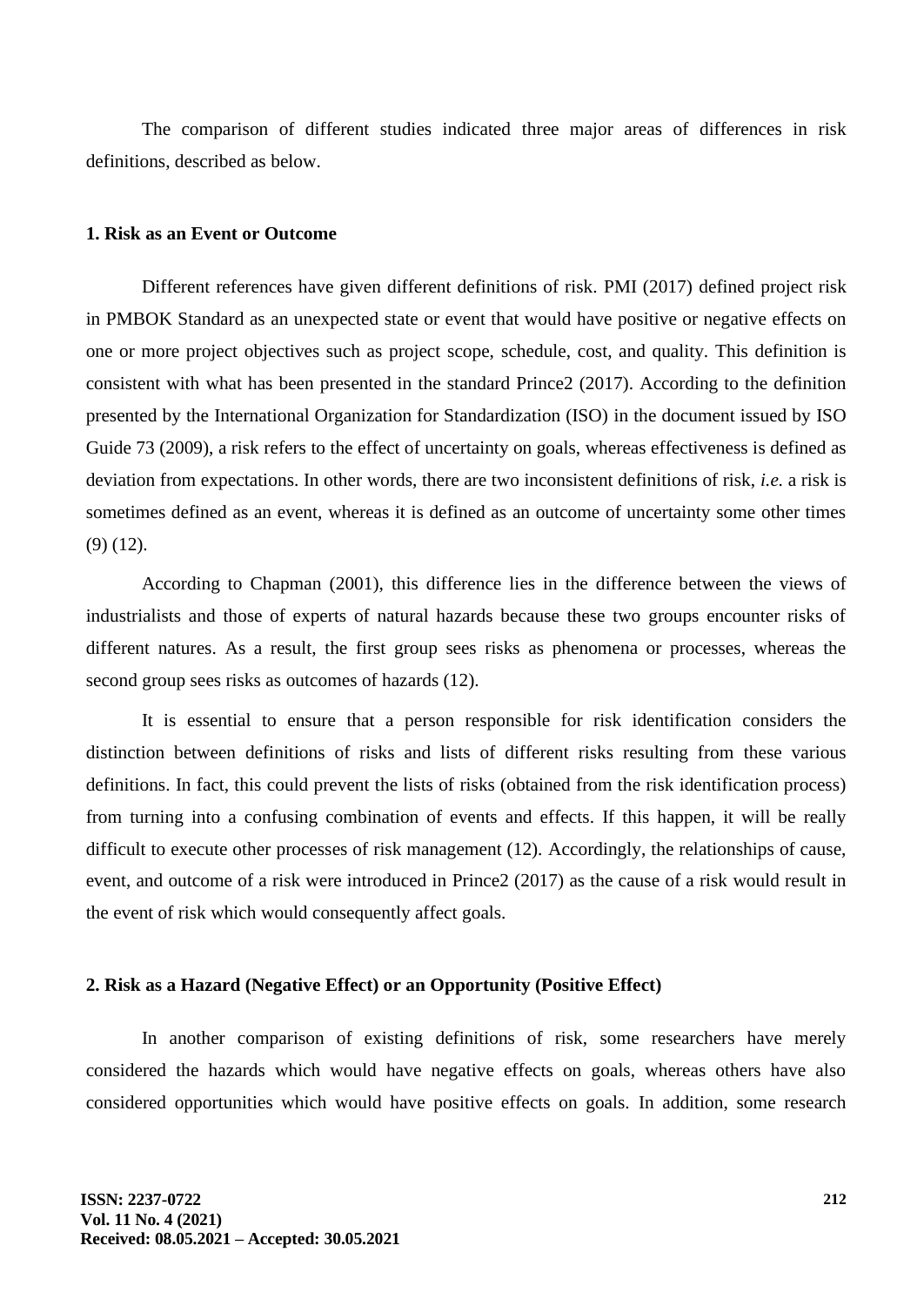The comparison of different studies indicated three major areas of differences in risk definitions, described as below.

### 1. Risk as an Event or Outcome

Different references have given different definitions of risk. PMI (2017) defined project risk in PMBOK Standard as an unexpected state or event that would have positive or negative effects on one or more project objectives such as project scope, schedule, cost, and quality. This definition is consistent with what has been presented in the standard Prince2 (2017). According to the definition presented by the International Organization for Standardization (ISO) in the document issued by ISO Guide 73 (2009), a risk refers to the effect of uncertainty on goals, whereas effectiveness is defined as deviation from expectations. In other words, there are two inconsistent definitions of risk, *i.e.* a risk is sometimes defined as an event, whereas it is defined as an outcome of uncertainty some other times (9) (12).

According to Chapman (2001), this difference lies in the difference between the views of industrialists and those of experts of natural hazards because these two groups encounter risks of different natures. As a result, the first group sees risks as phenomena or processes, whereas the second group sees risks as outcomes of hazards (12).

It is essential to ensure that a person responsible for risk identification considers the distinction between definitions of risks and lists of different risks resulting from these various definitions. In fact, this could prevent the lists of risks (obtained from the risk identification process) from turning into a confusing combination of events and effects. If this happen, it will be really difficult to execute other processes of risk management (12). Accordingly, the relationships of cause, event, and outcome of a risk were introduced in Prince2 (2017) as the cause of a risk would result in the event of risk which would consequently affect goals.

### 2. Risk as a Hazard (Negative Effect) or an Opportunity (Positive Effect)

In another comparison of existing definitions of risk, some researchers have merely considered the hazards which would have negative effects on goals, whereas others have also considered opportunities which would have positive effects on goals. In addition, some research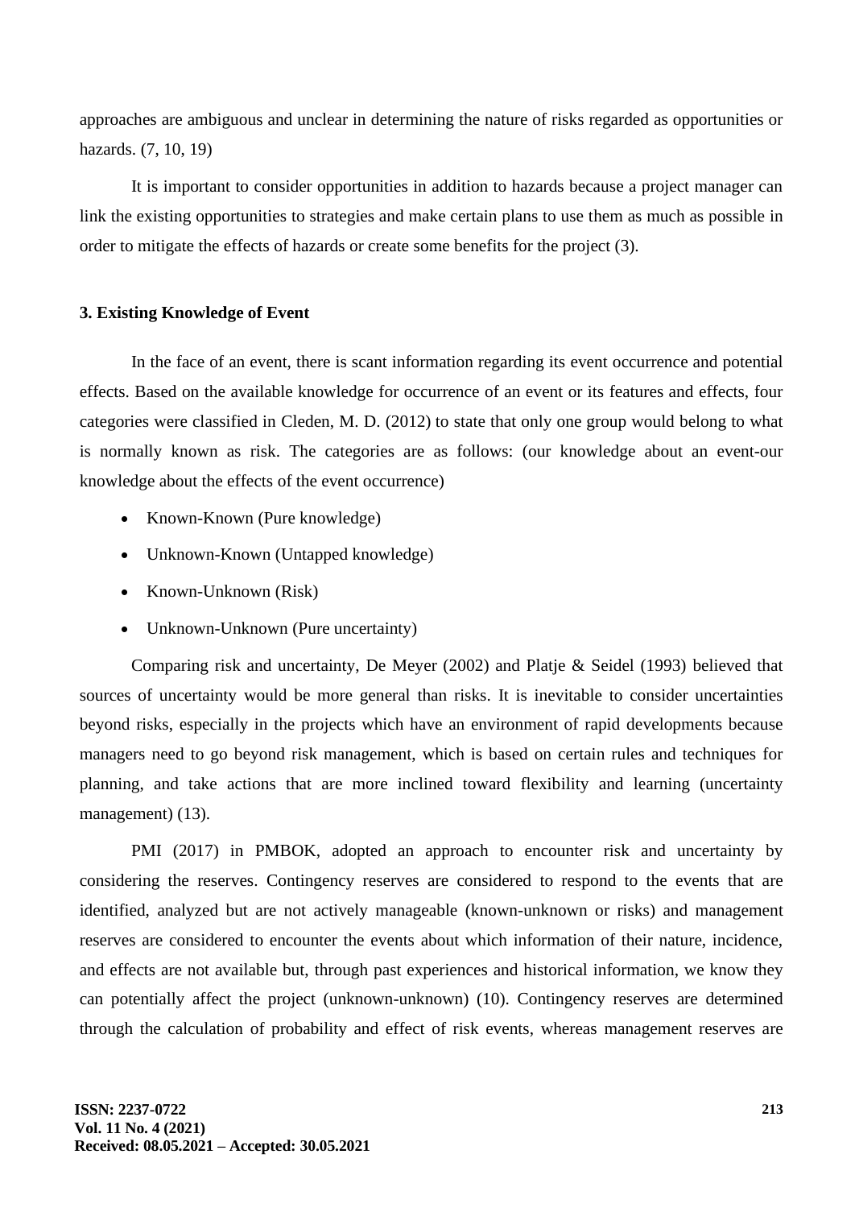approaches are ambiguous and unclear in determining the nature of risks regarded as opportunities or hazards. (7, 10, 19)

It is important to consider opportunities in addition to hazards because a project manager can link the existing opportunities to strategies and make certain plans to use them as much as possible in order to mitigate the effects of hazards or create some benefits for the project (3).

### 3. Existing Knowledge of Event

In the face of an event, there is scant information regarding its event occurrence and potential effects. Based on the available knowledge for occurrence of an event or its features and effects, four categories were classified in Cleden, M. D. (2012) to state that only one group would belong to what is normally known as risk. The categories are as follows: (our knowledge about an event-our knowledge about the effects of the event occurrence)

- Known-Known (Pure knowledge)
- Unknown-Known (Untapped knowledge)
- Known-Unknown (Risk)
- Unknown-Unknown (Pure uncertainty)

Comparing risk and uncertainty, De Meyer (2002) and Platje & Seidel (1993) believed that sources of uncertainty would be more general than risks. It is inevitable to consider uncertainties beyond risks, especially in the projects which have an environment of rapid developments because managers need to go beyond risk management, which is based on certain rules and techniques for planning, and take actions that are more inclined toward flexibility and learning (uncertainty management) (13).

PMI (2017) in PMBOK, adopted an approach to encounter risk and uncertainty by considering the reserves. Contingency reserves are considered to respond to the events that are identified, analyzed but are not actively manageable (known-unknown or risks) and management reserves are considered to encounter the events about which information of their nature, incidence, and effects are not available but, through past experiences and historical information, we know they can potentially affect the project (unknown-unknown) (10). Contingency reserves are determined through the calculation of probability and effect of risk events, whereas management reserves are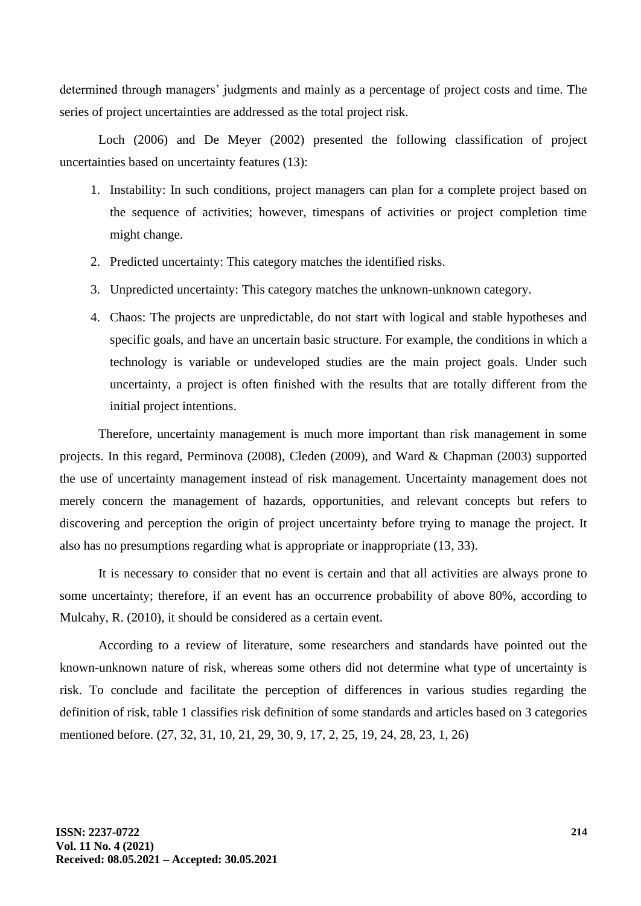determined through managers' judgments and mainly as a percentage of project costs and time. The series of project uncertainties are addressed as the total project risk.

Loch (2006) and De Meyer (2002) presented the following classification of project uncertainties based on uncertainty features (13):

1. Instability: In such conditions, project managers can plan for a complete project based on the sequence of activities; however, timespans of activities or project completion time might change.
2. Predicted uncertainty: This category matches the identified risks.
3. Unpredicted uncertainty: This category matches the unknown-unknown category.
4. Chaos: The projects are unpredictable, do not start with logical and stable hypotheses and specific goals, and have an uncertain basic structure. For example, the conditions in which a technology is variable or undeveloped studies are the main project goals. Under such uncertainty, a project is often finished with the results that are totally different from the initial project intentions.

Therefore, uncertainty management is much more important than risk management in some projects. In this regard, Perminova (2008), Cleden (2009), and Ward & Chapman (2003) supported the use of uncertainty management instead of risk management. Uncertainty management does not merely concern the management of hazards, opportunities, and relevant concepts but refers to discovering and perception the origin of project uncertainty before trying to manage the project. It also has no presumptions regarding what is appropriate or inappropriate (13, 33).

It is necessary to consider that no event is certain and that all activities are always prone to some uncertainty; therefore, if an event has an occurrence probability of above 80%, according to Mulcahy, R. (2010), it should be considered as a certain event.

According to a review of literature, some researchers and standards have pointed out the known-unknown nature of risk, whereas some others did not determine what type of uncertainty is risk. To conclude and facilitate the perception of differences in various studies regarding the definition of risk, table 1 classifies risk definition of some standards and articles based on 3 categories mentioned before. (27, 32, 31, 10, 21, 29, 30, 9, 17, 2, 25, 19, 24, 28, 23, 1, 26)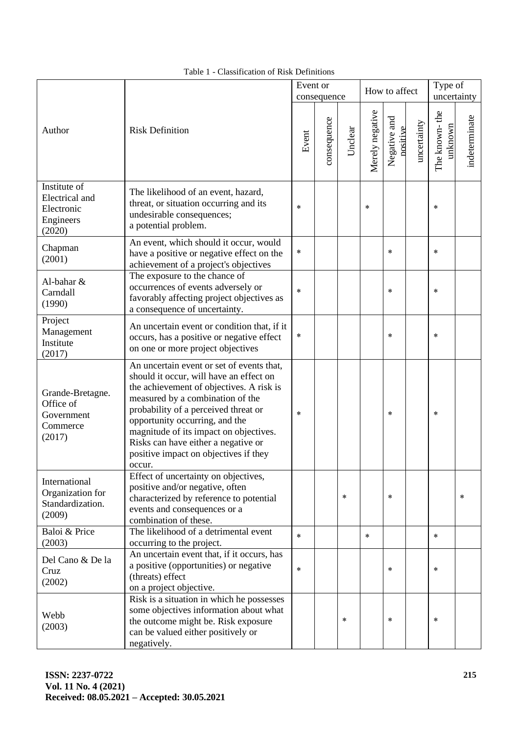Table 1 - Classification of Risk Definitions

| Author | Risk Definition | Event or consequence | | | How to affect | | | Type of uncertainty | |
|---|---|---|---|---|---|---|---|---|---|
| | | Event | consequence | Unclear | Merely negative | Negative and positive | uncertainty | The known- the unknown | indeterminate |
| Institute of Electrical and Electronic Engineers (2020) | The likelihood of an event, hazard, threat, or situation occurring and its undesirable consequences; a potential problem. | * | | | * | | | * | |
| Chapman (2001) | An event, which should it occur, would have a positive or negative effect on the achievement of a project's objectives | * | | | | * | | * | |
| Al-bahar & Carndall (1990) | The exposure to the chance of occurrences of events adversely or favorably affecting project objectives as a consequence of uncertainty. | * | | | | * | | * | |
| Project Management Institute (2017) | An uncertain event or condition that, if it occurs, has a positive or negative effect on one or more project objectives | * | | | | * | | * | |
| Grande-Bretagne. Office of Government Commerce (2017) | An uncertain event or set of events that, should it occur, will have an effect on the achievement of objectives. A risk is measured by a combination of the probability of a perceived threat or opportunity occurring, and the magnitude of its impact on objectives. Risks can have either a negative or positive impact on objectives if they occur. | * | | | | * | | * | |
| International Organization for Standardization. (2009) | Effect of uncertainty on objectives, positive and/or negative, often characterized by reference to potential events and consequences or a combination of these. | | | * | | * | | | * |
| Baloi & Price (2003) | The likelihood of a detrimental event occurring to the project. | * | | | * | | | * | |
| Del Cano & De la Cruz (2002) | An uncertain event that, if it occurs, has a positive (opportunities) or negative (threats) effect on a project objective. | * | | | | * | | * | |
| Webb (2003) | Risk is a situation in which he possesses some objectives information about what the outcome might be. Risk exposure can be valued either positively or negatively. | | | * | | * | | * | |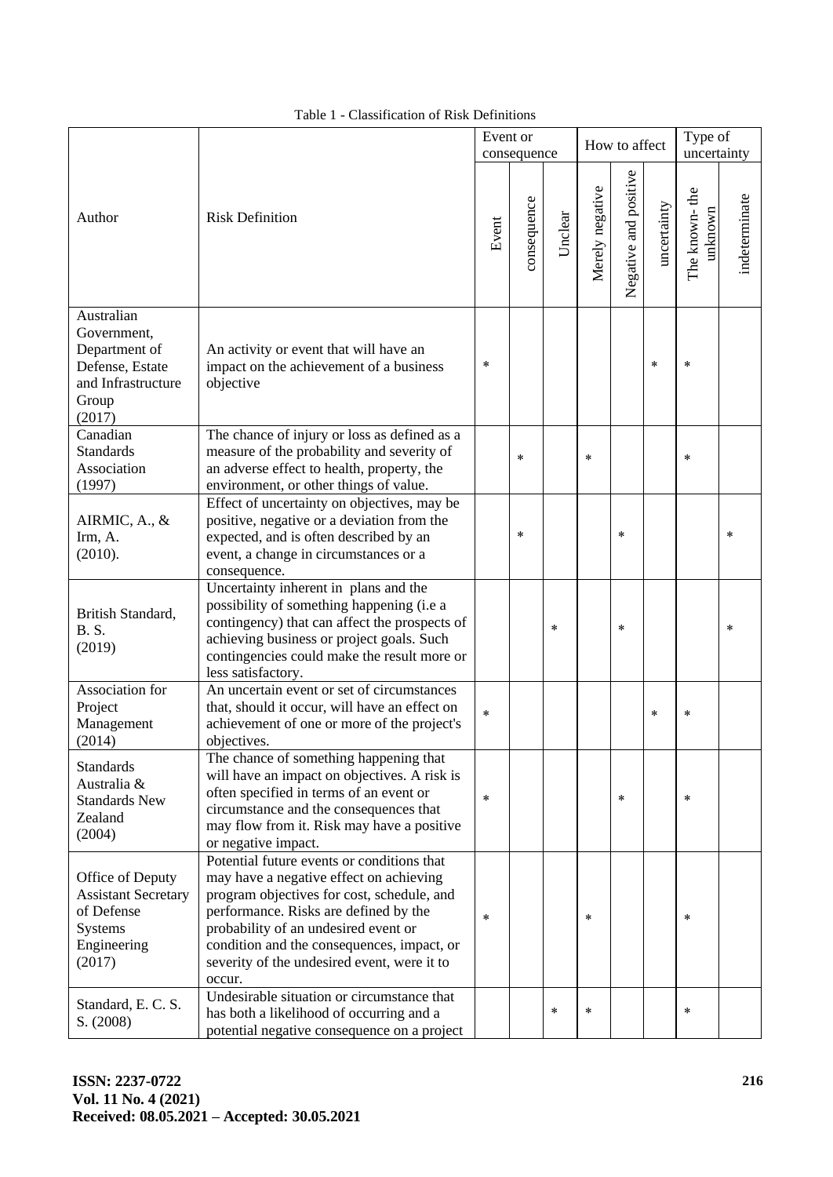Table 1 - Classification of Risk Definitions

| Author | Risk Definition | Event or consequence | | | How to affect | | | Type of uncertainty | |
|---|---|---|---|---|---|---|---|---|---|
| | | Event | consequence | Unclear | Merely negative | Negative and positive | uncertainty | The known- the unknown | indeterminate |
| Australian Government, Department of Defense, Estate and Infrastructure Group (2017) | An activity or event that will have an impact on the achievement of a business objective | * | | | | | * | * | |
| Canadian Standards Association (1997) | The chance of injury or loss as defined as a measure of the probability and severity of an adverse effect to health, property, the environment, or other things of value. | | * | | * | | | * | |
| AIRMIC, A., & Irm, A. (2010). | Effect of uncertainty on objectives, may be positive, negative or a deviation from the expected, and is often described by an event, a change in circumstances or a consequence. | | * | | | * | | | * |
| British Standard, B. S. (2019) | Uncertainty inherent in plans and the possibility of something happening (i.e a contingency) that can affect the prospects of achieving business or project goals. Such contingencies could make the result more or less satisfactory. | | | * | | * | | | * |
| Association for Project Management (2014) | An uncertain event or set of circumstances that, should it occur, will have an effect on achievement of one or more of the project's objectives. | * | | | | | * | * | |
| Standards Australia & Standards New Zealand (2004) | The chance of something happening that will have an impact on objectives. A risk is often specified in terms of an event or circumstance and the consequences that may flow from it. Risk may have a positive or negative impact. | * | | | | * | | * | |
| Office of Deputy Assistant Secretary of Defense Systems Engineering (2017) | Potential future events or conditions that may have a negative effect on achieving program objectives for cost, schedule, and performance. Risks are defined by the probability of an undesired event or condition and the consequences, impact, or severity of the undesired event, were it to occur. | * | | | * | | | * | |
| Standard, E. C. S. S. (2008) | Undesirable situation or circumstance that has both a likelihood of occurring and a potential negative consequence on a project | | | * | * | | | * | |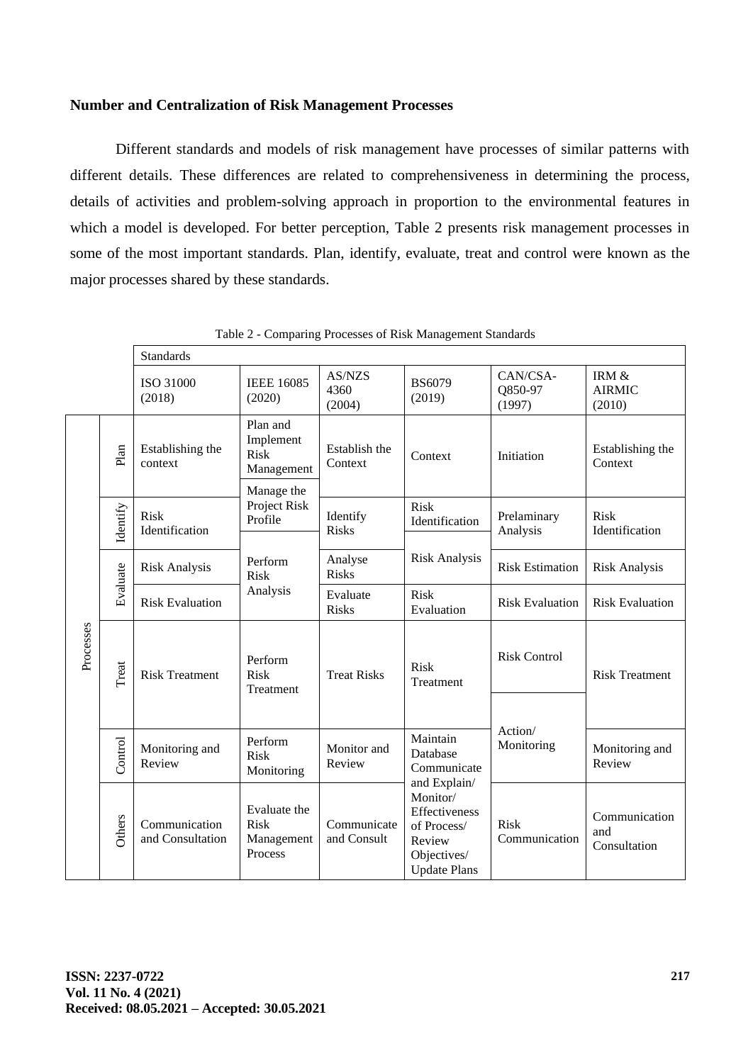**Number and Centralization of Risk Management Processes**

Different standards and models of risk management have processes of similar patterns with different details. These differences are related to comprehensiveness in determining the process, details of activities and problem-solving approach in proportion to the environmental features in which a model is developed. For better perception, Table 2 presents risk management processes in some of the most important standards. Plan, identify, evaluate, treat and control were known as the major processes shared by these standards.

Table 2 - Comparing Processes of Risk Management Standards

| | | Standards | | | | | |
|---|---|---|---|---|---|---|---|
| | | ISO 31000 (2018) | IEEE 16085 (2020) | AS/NZS 4360 (2004) | BS6079 (2019) | CAN/CSA-Q850-97 (1997) | IRM & AIRMIC (2010) |
| Processes | Plan | Establishing the context | Plan and Implement Risk Management | Establish the Context | Context | Initiation | Establishing the Context |
| | Identify | Risk Identification | Manage the Project Risk Profile | Identify Risks | Risk Identification | Prelaminary Analysis | Risk Identification |
| | Evaluate | Risk Analysis | Perform Risk Analysis | Analyse Risks | Risk Analysis | Risk Estimation | Risk Analysis |
| | | Risk Evaluation | | Evaluate Risks | Risk Evaluation | Risk Evaluation | Risk Evaluation |
| | Treat | Risk Treatment | Perform Risk Treatment | Treat Risks | Risk Treatment | Risk Control | Risk Treatment |
| | Control | Monitoring and Review | Perform Risk Monitoring | Monitor and Review | Maintain Database Communicate and Explain/ Monitor/ Effectiveness of Process/ Review Objectives/ Update Plans | Action/ Monitoring | Monitoring and Review |
| | Others | Communication and Consultation | Evaluate the Risk Management Process | Communicate and Consult | | Risk Communication | Communication and Consultation |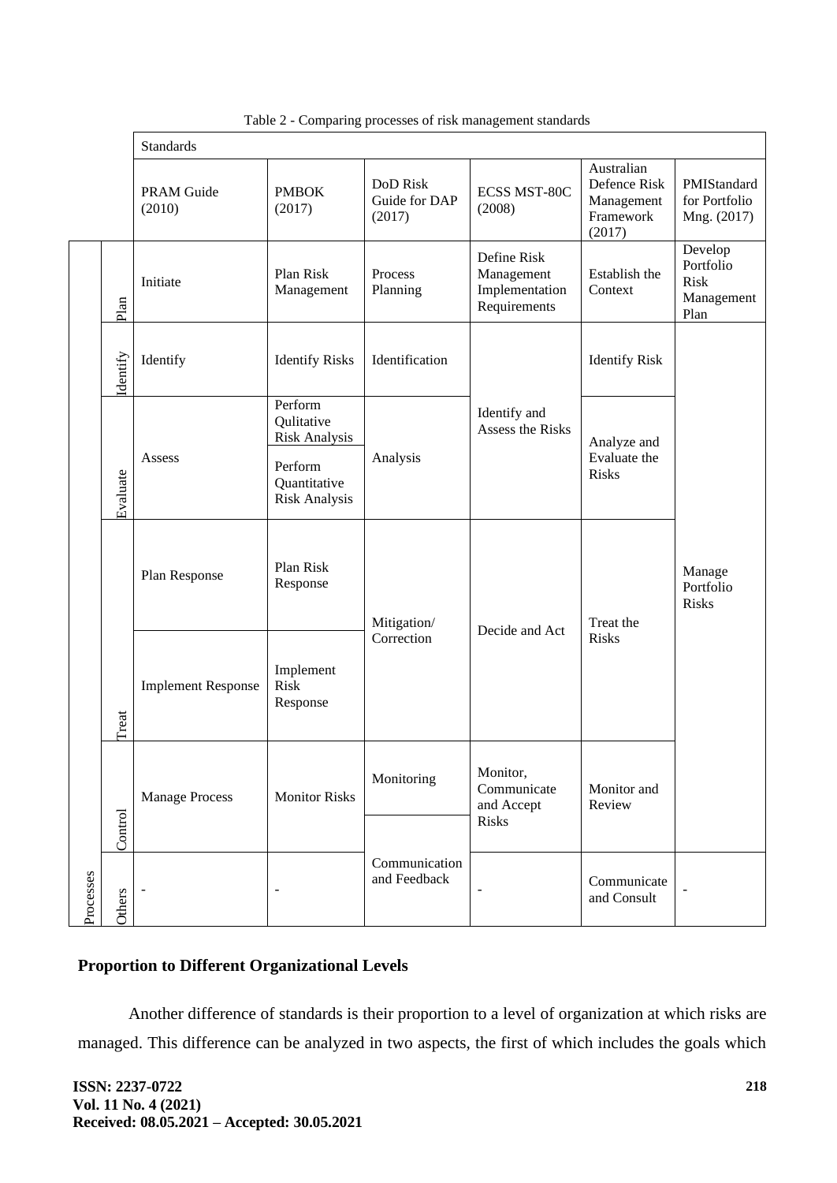Table 2 - Comparing processes of risk management standards

| | | Standards | | | | | |
|---|---|---|---|---|---|---|---|
| | | PRAM Guide (2010) | PMBOK (2017) | DoD Risk Guide for DAP (2017) | ECSS MST-80C (2008) | Australian Defence Risk Management Framework (2017) | PMIStandard for Portfolio Mng. (2017) |
| Processes | Plan | Initiate | Plan Risk Management | Process Planning | Define Risk Management Implementation Requirements | Establish the Context | Develop Portfolio Risk Management Plan |
| | Identify | Identify | Identify Risks | Identification | Identify and Assess the Risks | Identify Risk | Manage Portfolio Risks |
| | Evaluate | Assess | Perform Qulitative Risk Analysis | Analysis | | Analyze and Evaluate the Risks | |
| | | | Perform Quantitative Risk Analysis | | | | |
| | Treat | Plan Response | Plan Risk Response | Mitigation/ Correction | Decide and Act | Treat the Risks | |
| | | Implement Response | Implement Risk Response | | | | |
| | Control | Manage Process | Monitor Risks | Monitoring | Monitor, Communicate and Accept Risks | Monitor and Review | |
| | | | | Communication and Feedback | | | |
| | Others | - | - | | - | Communicate and Consult | - |

## Proportion to Different Organizational Levels

Another difference of standards is their proportion to a level of organization at which risks are managed. This difference can be analyzed in two aspects, the first of which includes the goals which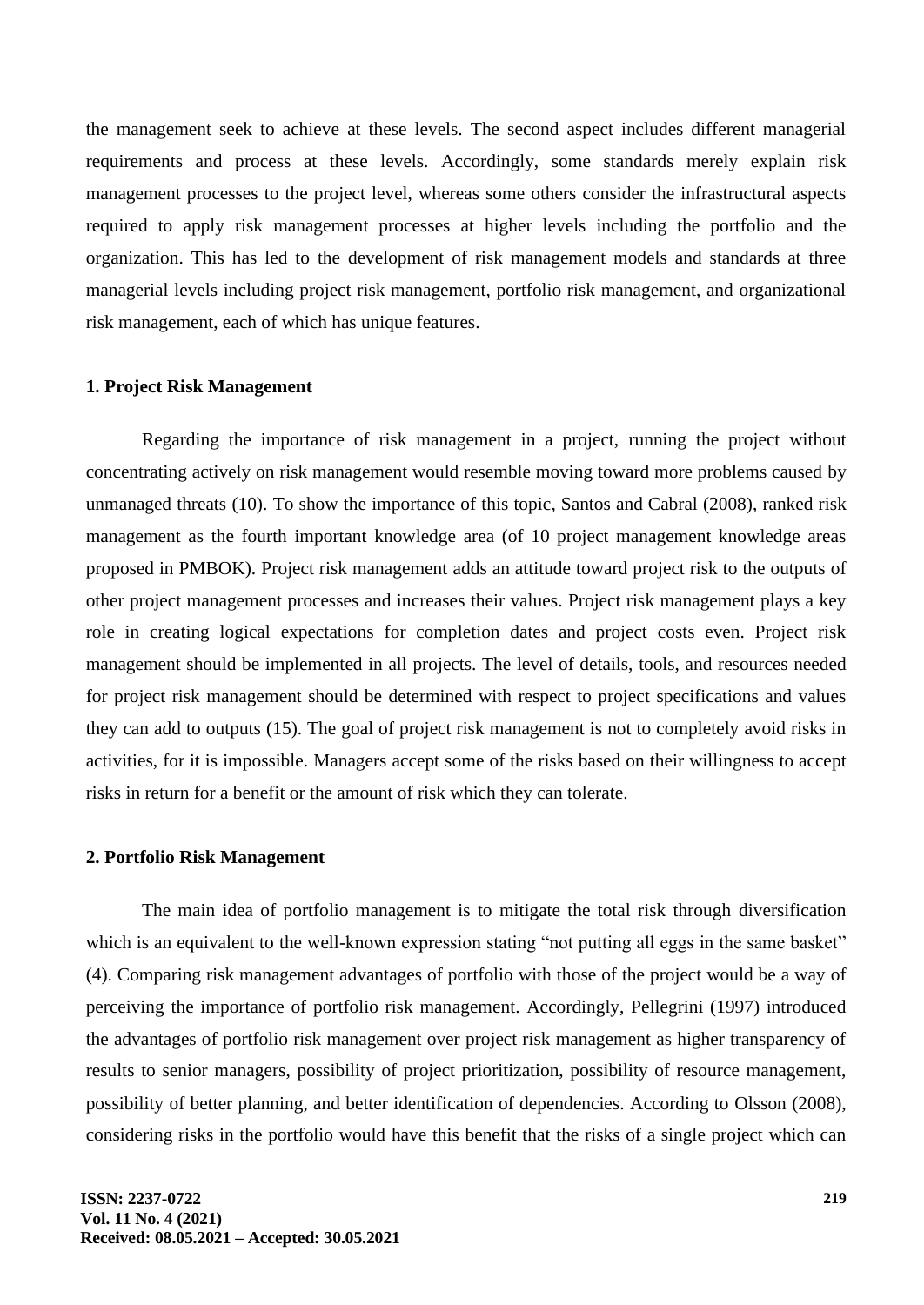the management seek to achieve at these levels. The second aspect includes different managerial requirements and process at these levels. Accordingly, some standards merely explain risk management processes to the project level, whereas some others consider the infrastructural aspects required to apply risk management processes at higher levels including the portfolio and the organization. This has led to the development of risk management models and standards at three managerial levels including project risk management, portfolio risk management, and organizational risk management, each of which has unique features.

### 1. Project Risk Management

Regarding the importance of risk management in a project, running the project without concentrating actively on risk management would resemble moving toward more problems caused by unmanaged threats (10). To show the importance of this topic, Santos and Cabral (2008), ranked risk management as the fourth important knowledge area (of 10 project management knowledge areas proposed in PMBOK). Project risk management adds an attitude toward project risk to the outputs of other project management processes and increases their values. Project risk management plays a key role in creating logical expectations for completion dates and project costs even. Project risk management should be implemented in all projects. The level of details, tools, and resources needed for project risk management should be determined with respect to project specifications and values they can add to outputs (15). The goal of project risk management is not to completely avoid risks in activities, for it is impossible. Managers accept some of the risks based on their willingness to accept risks in return for a benefit or the amount of risk which they can tolerate.

### 2. Portfolio Risk Management

The main idea of portfolio management is to mitigate the total risk through diversification which is an equivalent to the well-known expression stating "not putting all eggs in the same basket" (4). Comparing risk management advantages of portfolio with those of the project would be a way of perceiving the importance of portfolio risk management. Accordingly, Pellegrini (1997) introduced the advantages of portfolio risk management over project risk management as higher transparency of results to senior managers, possibility of project prioritization, possibility of resource management, possibility of better planning, and better identification of dependencies. According to Olsson (2008), considering risks in the portfolio would have this benefit that the risks of a single project which can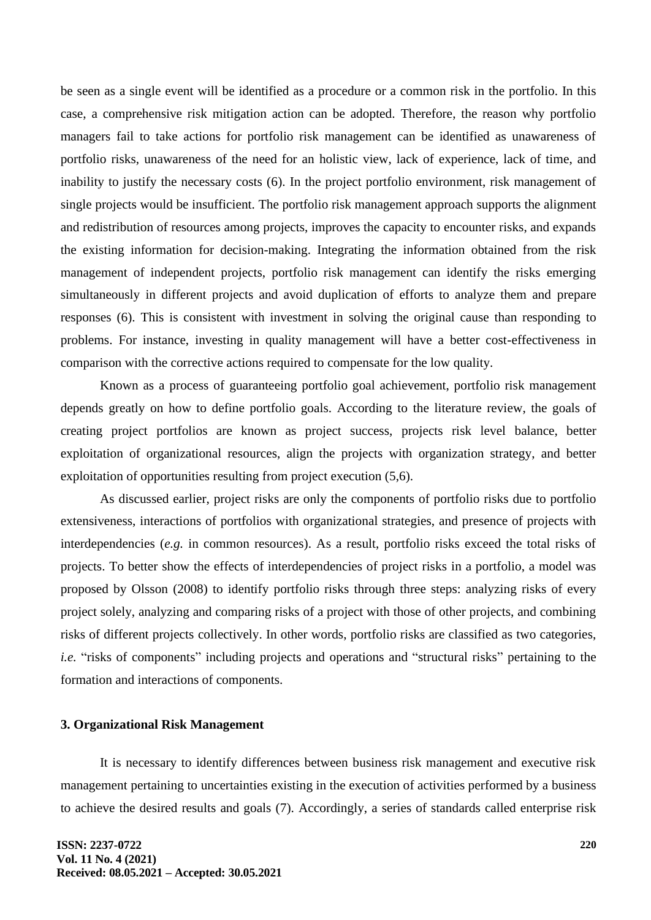be seen as a single event will be identified as a procedure or a common risk in the portfolio. In this case, a comprehensive risk mitigation action can be adopted. Therefore, the reason why portfolio managers fail to take actions for portfolio risk management can be identified as unawareness of portfolio risks, unawareness of the need for an holistic view, lack of experience, lack of time, and inability to justify the necessary costs (6). In the project portfolio environment, risk management of single projects would be insufficient. The portfolio risk management approach supports the alignment and redistribution of resources among projects, improves the capacity to encounter risks, and expands the existing information for decision-making. Integrating the information obtained from the risk management of independent projects, portfolio risk management can identify the risks emerging simultaneously in different projects and avoid duplication of efforts to analyze them and prepare responses (6). This is consistent with investment in solving the original cause than responding to problems. For instance, investing in quality management will have a better cost-effectiveness in comparison with the corrective actions required to compensate for the low quality.

Known as a process of guaranteeing portfolio goal achievement, portfolio risk management depends greatly on how to define portfolio goals. According to the literature review, the goals of creating project portfolios are known as project success, projects risk level balance, better exploitation of organizational resources, align the projects with organization strategy, and better exploitation of opportunities resulting from project execution (5,6).

As discussed earlier, project risks are only the components of portfolio risks due to portfolio extensiveness, interactions of portfolios with organizational strategies, and presence of projects with interdependencies (*e.g.* in common resources). As a result, portfolio risks exceed the total risks of projects. To better show the effects of interdependencies of project risks in a portfolio, a model was proposed by Olsson (2008) to identify portfolio risks through three steps: analyzing risks of every project solely, analyzing and comparing risks of a project with those of other projects, and combining risks of different projects collectively. In other words, portfolio risks are classified as two categories, *i.e.* "risks of components" including projects and operations and "structural risks" pertaining to the formation and interactions of components.

## 3. Organizational Risk Management

It is necessary to identify differences between business risk management and executive risk management pertaining to uncertainties existing in the execution of activities performed by a business to achieve the desired results and goals (7). Accordingly, a series of standards called enterprise risk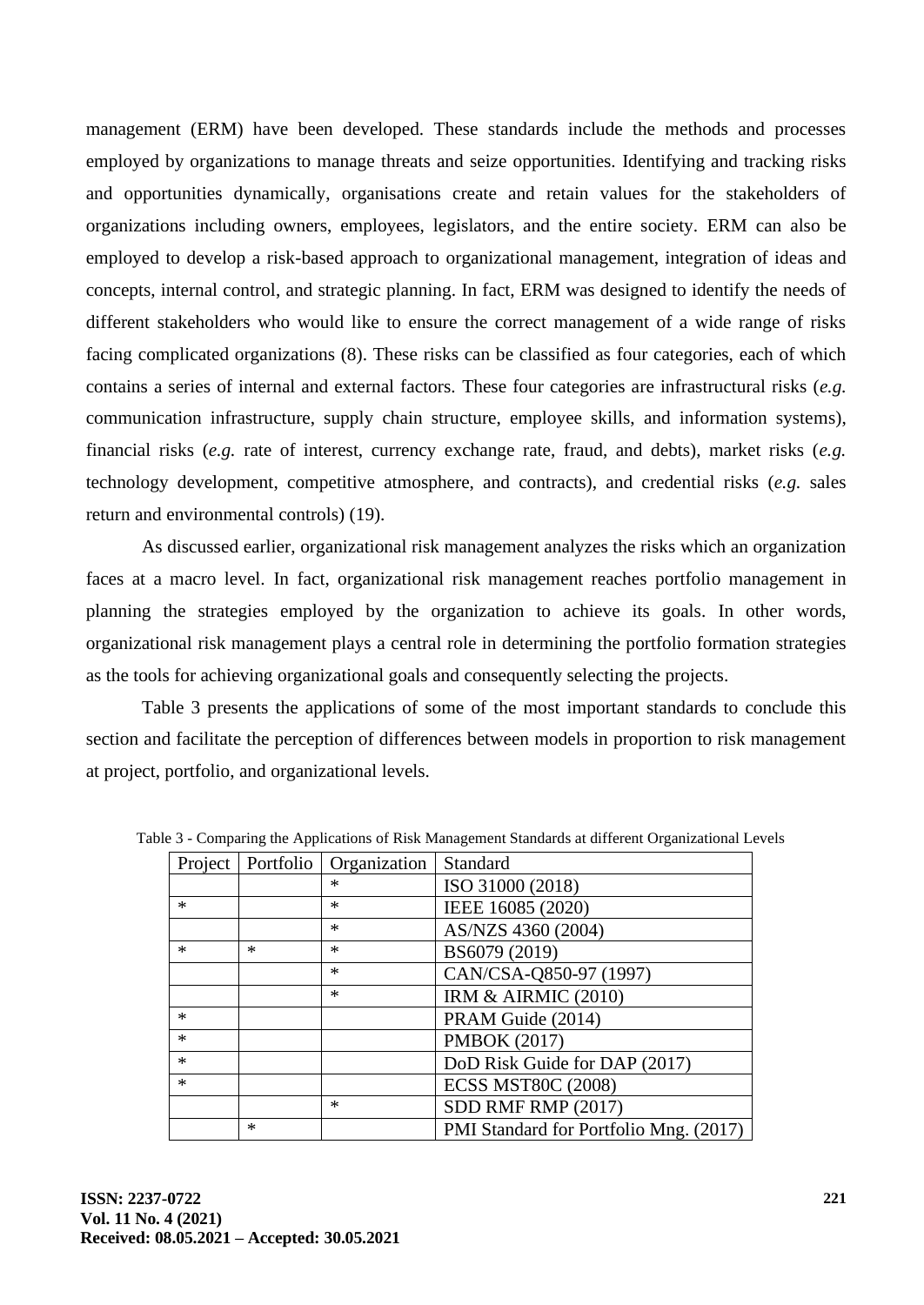management (ERM) have been developed. These standards include the methods and processes employed by organizations to manage threats and seize opportunities. Identifying and tracking risks and opportunities dynamically, organisations create and retain values for the stakeholders of organizations including owners, employees, legislators, and the entire society. ERM can also be employed to develop a risk-based approach to organizational management, integration of ideas and concepts, internal control, and strategic planning. In fact, ERM was designed to identify the needs of different stakeholders who would like to ensure the correct management of a wide range of risks facing complicated organizations (8). These risks can be classified as four categories, each of which contains a series of internal and external factors. These four categories are infrastructural risks (*e.g.* communication infrastructure, supply chain structure, employee skills, and information systems), financial risks (*e.g.* rate of interest, currency exchange rate, fraud, and debts), market risks (*e.g.* technology development, competitive atmosphere, and contracts), and credential risks (*e.g.* sales return and environmental controls) (19).

As discussed earlier, organizational risk management analyzes the risks which an organization faces at a macro level. In fact, organizational risk management reaches portfolio management in planning the strategies employed by the organization to achieve its goals. In other words, organizational risk management plays a central role in determining the portfolio formation strategies as the tools for achieving organizational goals and consequently selecting the projects.

Table 3 presents the applications of some of the most important standards to conclude this section and facilitate the perception of differences between models in proportion to risk management at project, portfolio, and organizational levels.

Table 3 - Comparing the Applications of Risk Management Standards at different Organizational Levels

| Project | Portfolio | Organization | Standard |
|---|---|---|---|
| | | * | ISO 31000 (2018) |
| * | | * | IEEE 16085 (2020) |
| | | * | AS/NZS 4360 (2004) |
| * | * | * | BS6079 (2019) |
| | | * | CAN/CSA-Q850-97 (1997) |
| | | * | IRM & AIRMIC (2010) |
| * | | | PRAM Guide (2014) |
| * | | | PMBOK (2017) |
| * | | | DoD Risk Guide for DAP (2017) |
| * | | | ECSS MST80C (2008) |
| | | * | SDD RMF RMP (2017) |
| | * | | PMI Standard for Portfolio Mng. (2017) |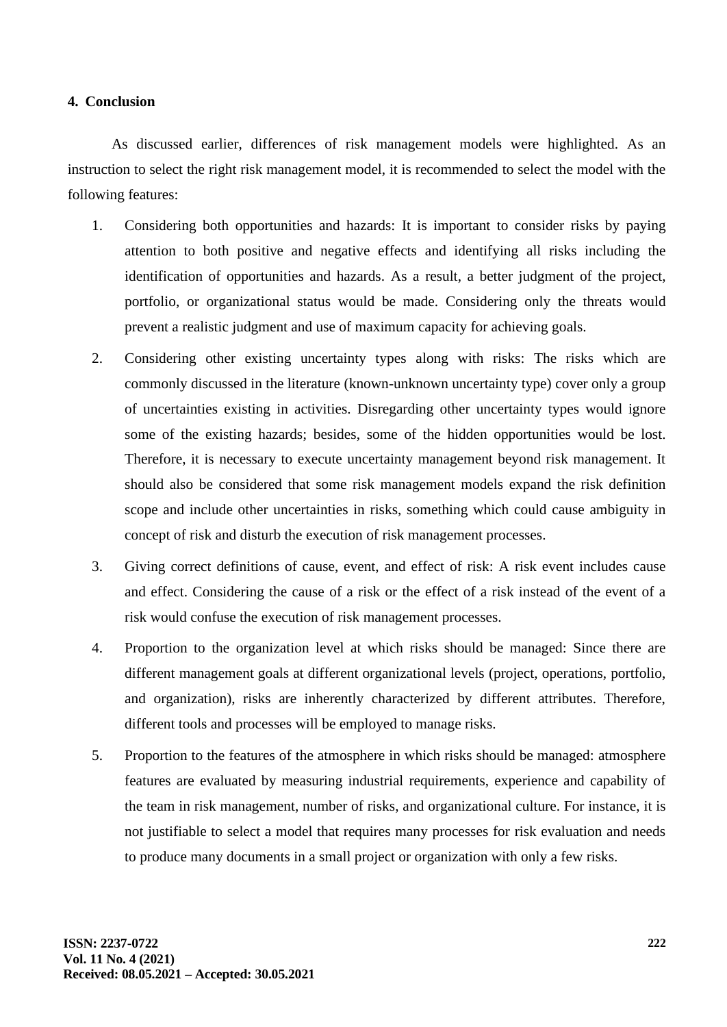## 4. Conclusion

As discussed earlier, differences of risk management models were highlighted. As an instruction to select the right risk management model, it is recommended to select the model with the following features:

1. Considering both opportunities and hazards: It is important to consider risks by paying attention to both positive and negative effects and identifying all risks including the identification of opportunities and hazards. As a result, a better judgment of the project, portfolio, or organizational status would be made. Considering only the threats would prevent a realistic judgment and use of maximum capacity for achieving goals.
2. Considering other existing uncertainty types along with risks: The risks which are commonly discussed in the literature (known-unknown uncertainty type) cover only a group of uncertainties existing in activities. Disregarding other uncertainty types would ignore some of the existing hazards; besides, some of the hidden opportunities would be lost. Therefore, it is necessary to execute uncertainty management beyond risk management. It should also be considered that some risk management models expand the risk definition scope and include other uncertainties in risks, something which could cause ambiguity in concept of risk and disturb the execution of risk management processes.
3. Giving correct definitions of cause, event, and effect of risk: A risk event includes cause and effect. Considering the cause of a risk or the effect of a risk instead of the event of a risk would confuse the execution of risk management processes.
4. Proportion to the organization level at which risks should be managed: Since there are different management goals at different organizational levels (project, operations, portfolio, and organization), risks are inherently characterized by different attributes. Therefore, different tools and processes will be employed to manage risks.
5. Proportion to the features of the atmosphere in which risks should be managed: atmosphere features are evaluated by measuring industrial requirements, experience and capability of the team in risk management, number of risks, and organizational culture. For instance, it is not justifiable to select a model that requires many processes for risk evaluation and needs to produce many documents in a small project or organization with only a few risks.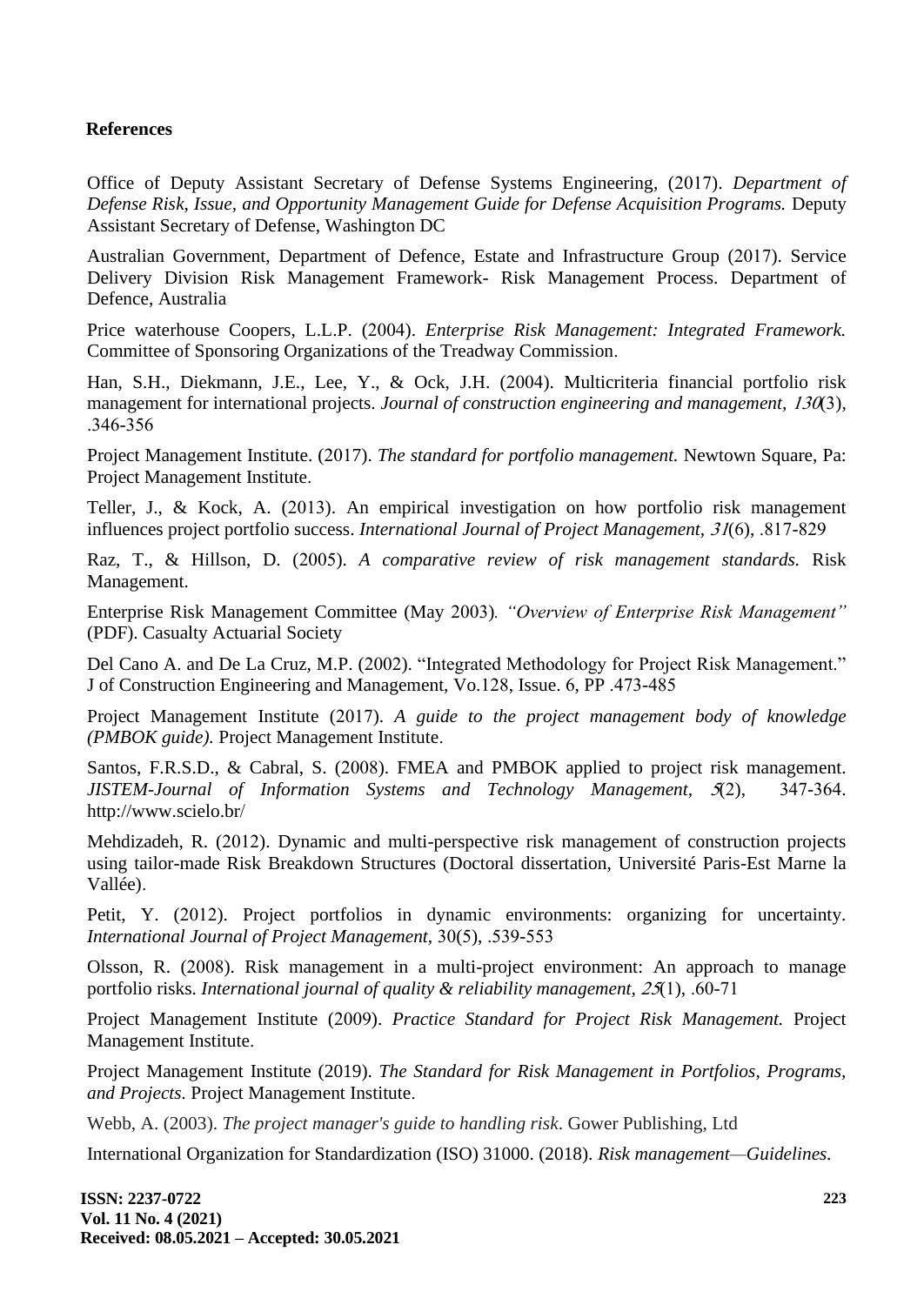**References**

Office of Deputy Assistant Secretary of Defense Systems Engineering, (2017). *Department of Defense Risk, Issue, and Opportunity Management Guide for Defense Acquisition Programs.* Deputy Assistant Secretary of Defense, Washington DC

Australian Government, Department of Defence, Estate and Infrastructure Group (2017). Service Delivery Division Risk Management Framework- Risk Management Process. Department of Defence, Australia

Price waterhouse Coopers, L.L.P. (2004). *Enterprise Risk Management: Integrated Framework.* Committee of Sponsoring Organizations of the Treadway Commission.

Han, S.H., Diekmann, J.E., Lee, Y., & Ock, J.H. (2004). Multicriteria financial portfolio risk management for international projects. *Journal of construction engineering and management*, *130*(3), .346-356

Project Management Institute. (2017). *The standard for portfolio management.* Newtown Square, Pa: Project Management Institute.

Teller, J., & Kock, A. (2013). An empirical investigation on how portfolio risk management influences project portfolio success. *International Journal of Project Management, 31*(6), .817-829

Raz, T., & Hillson, D. (2005). *A comparative review of risk management standards.* Risk Management.

Enterprise Risk Management Committee (May 2003). *"Overview of Enterprise Risk Management"* (PDF). Casualty Actuarial Society

Del Cano A. and De La Cruz, M.P. (2002). "Integrated Methodology for Project Risk Management." J of Construction Engineering and Management, Vo.128, Issue. 6, PP .473-485

Project Management Institute (2017). *A guide to the project management body of knowledge (PMBOK guide).* Project Management Institute.

Santos, F.R.S.D., & Cabral, S. (2008). FMEA and PMBOK applied to project risk management. *JISTEM-Journal of Information Systems and Technology Management, 5*(2), 347-364. http://www.scielo.br/

Mehdizadeh, R. (2012). Dynamic and multi-perspective risk management of construction projects using tailor-made Risk Breakdown Structures (Doctoral dissertation, Université Paris-Est Marne la Vallée).

Petit, Y. (2012). Project portfolios in dynamic environments: organizing for uncertainty. *International Journal of Project Management,* 30(5), .539-553

Olsson, R. (2008). Risk management in a multi-project environment: An approach to manage portfolio risks. *International journal of quality & reliability management, 25*(1), .60-71

Project Management Institute (2009). *Practice Standard for Project Risk Management.* Project Management Institute.

Project Management Institute (2019). *The Standard for Risk Management in Portfolios, Programs, and Projects.* Project Management Institute.

Webb, A. (2003). *The project manager's guide to handling risk*. Gower Publishing, Ltd

International Organization for Standardization (ISO) 31000. (2018). *Risk management—Guidelines*.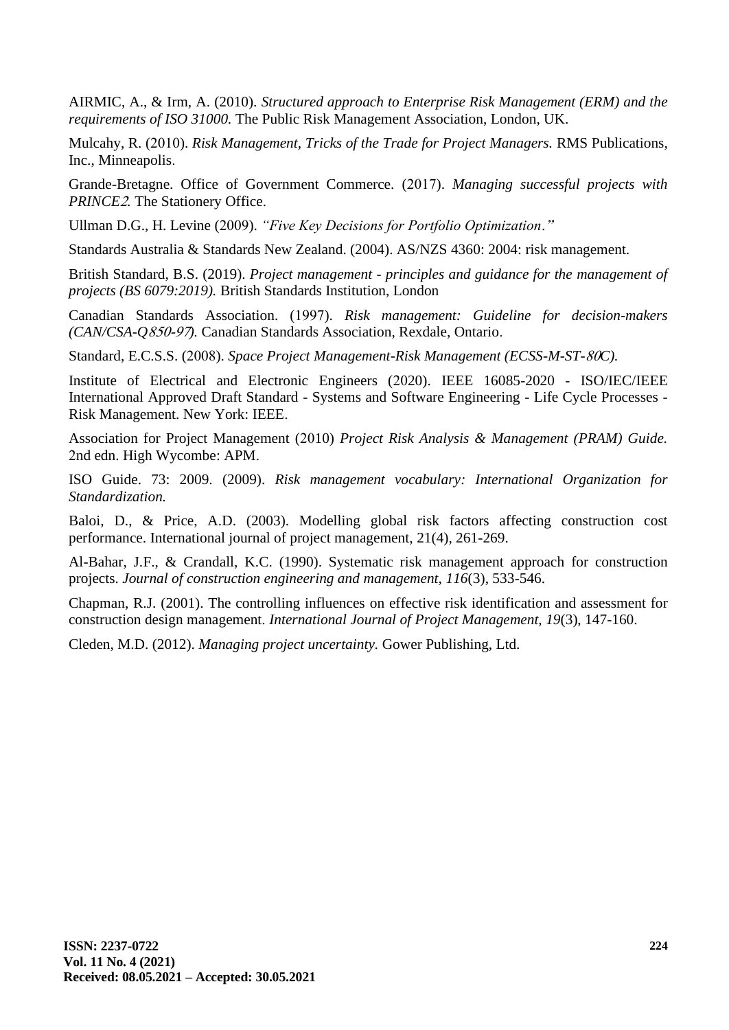AIRMIC, A., & Irm, A. (2010). *Structured approach to Enterprise Risk Management (ERM) and the requirements of ISO 31000.* The Public Risk Management Association, London, UK.

Mulcahy, R. (2010). *Risk Management, Tricks of the Trade for Project Managers.* RMS Publications, Inc., Minneapolis.

Grande-Bretagne. Office of Government Commerce. (2017). *Managing successful projects with PRINCE2.* The Stationery Office.

Ullman D.G., H. Levine (2009). *"Five Key Decisions for Portfolio Optimization."*

Standards Australia & Standards New Zealand. (2004). AS/NZS 4360: 2004: risk management.

British Standard, B.S. (2019). *Project management - principles and guidance for the management of projects (BS 6079:2019).* British Standards Institution, London

Canadian Standards Association. (1997). *Risk management: Guideline for decision-makers (CAN/CSA-Q850-97).* Canadian Standards Association, Rexdale, Ontario.

Standard, E.C.S.S. (2008). *Space Project Management-Risk Management (ECSS-M-ST-80C).*

Institute of Electrical and Electronic Engineers (2020). IEEE 16085-2020 - ISO/IEC/IEEE International Approved Draft Standard - Systems and Software Engineering - Life Cycle Processes - Risk Management. New York: IEEE.

Association for Project Management (2010) *Project Risk Analysis & Management (PRAM) Guide.* 2nd edn. High Wycombe: APM.

ISO Guide. 73: 2009. (2009). *Risk management vocabulary: International Organization for Standardization.*

Baloi, D., & Price, A.D. (2003). Modelling global risk factors affecting construction cost performance. International journal of project management, 21(4), 261-269.

Al-Bahar, J.F., & Crandall, K.C. (1990). Systematic risk management approach for construction projects. *Journal of construction engineering and management, 116*(3), 533-546.

Chapman, R.J. (2001). The controlling influences on effective risk identification and assessment for construction design management. *International Journal of Project Management, 19*(3), 147-160.

Cleden, M.D. (2012). *Managing project uncertainty.* Gower Publishing, Ltd.